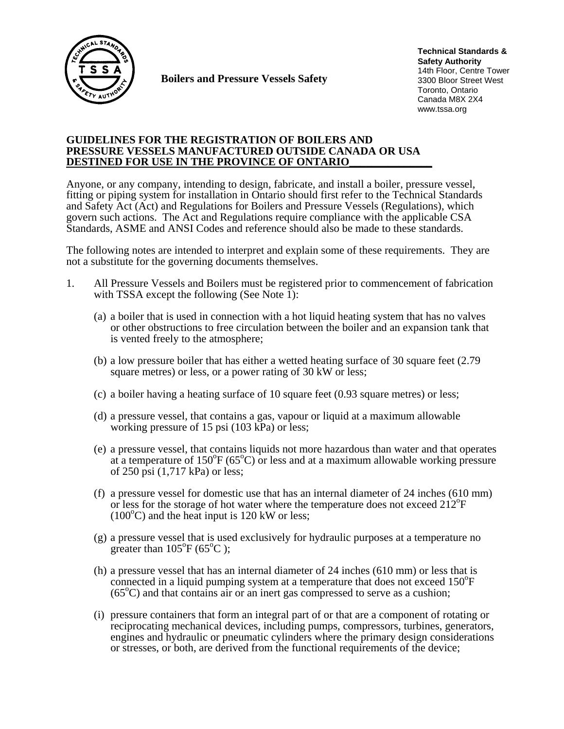**Boilers and Pressure Vessels Safety**

**Technical Standards & Safety Authority**
14th Floor, Centre Tower
3300 Bloor Street West
Toronto, Ontario
Canada M8X 2X4
www.tssa.org

## GUIDELINES FOR THE REGISTRATION OF BOILERS AND PRESSURE VESSELS MANUFACTURED OUTSIDE CANADA OR USA DESTINED FOR USE IN THE PROVINCE OF ONTARIO

Anyone, or any company, intending to design, fabricate, and install a boiler, pressure vessel, fitting or piping system for installation in Ontario should first refer to the Technical Standards and Safety Act (Act) and Regulations for Boilers and Pressure Vessels (Regulations), which govern such actions. The Act and Regulations require compliance with the applicable CSA Standards, ASME and ANSI Codes and reference should also be made to these standards.

The following notes are intended to interpret and explain some of these requirements. They are not a substitute for the governing documents themselves.

1. All Pressure Vessels and Boilers must be registered prior to commencement of fabrication with TSSA except the following (See Note 1):

   (a) a boiler that is used in connection with a hot liquid heating system that has no valves or other obstructions to free circulation between the boiler and an expansion tank that is vented freely to the atmosphere;

   (b) a low pressure boiler that has either a wetted heating surface of 30 square feet (2.79 square metres) or less, or a power rating of 30 kW or less;

   (c) a boiler having a heating surface of 10 square feet (0.93 square metres) or less;

   (d) a pressure vessel, that contains a gas, vapour or liquid at a maximum allowable working pressure of 15 psi (103 kPa) or less;

   (e) a pressure vessel, that contains liquids not more hazardous than water and that operates at a temperature of 150°F (65°C) or less and at a maximum allowable working pressure of 250 psi (1,717 kPa) or less;

   (f) a pressure vessel for domestic use that has an internal diameter of 24 inches (610 mm) or less for the storage of hot water where the temperature does not exceed 212°F (100°C) and the heat input is 120 kW or less;

   (g) a pressure vessel that is used exclusively for hydraulic purposes at a temperature no greater than 105°F (65°C );

   (h) a pressure vessel that has an internal diameter of 24 inches (610 mm) or less that is connected in a liquid pumping system at a temperature that does not exceed 150°F (65°C) and that contains air or an inert gas compressed to serve as a cushion;

   (i) pressure containers that form an integral part of or that are a component of rotating or reciprocating mechanical devices, including pumps, compressors, turbines, generators, engines and hydraulic or pneumatic cylinders where the primary design considerations or stresses, or both, are derived from the functional requirements of the device;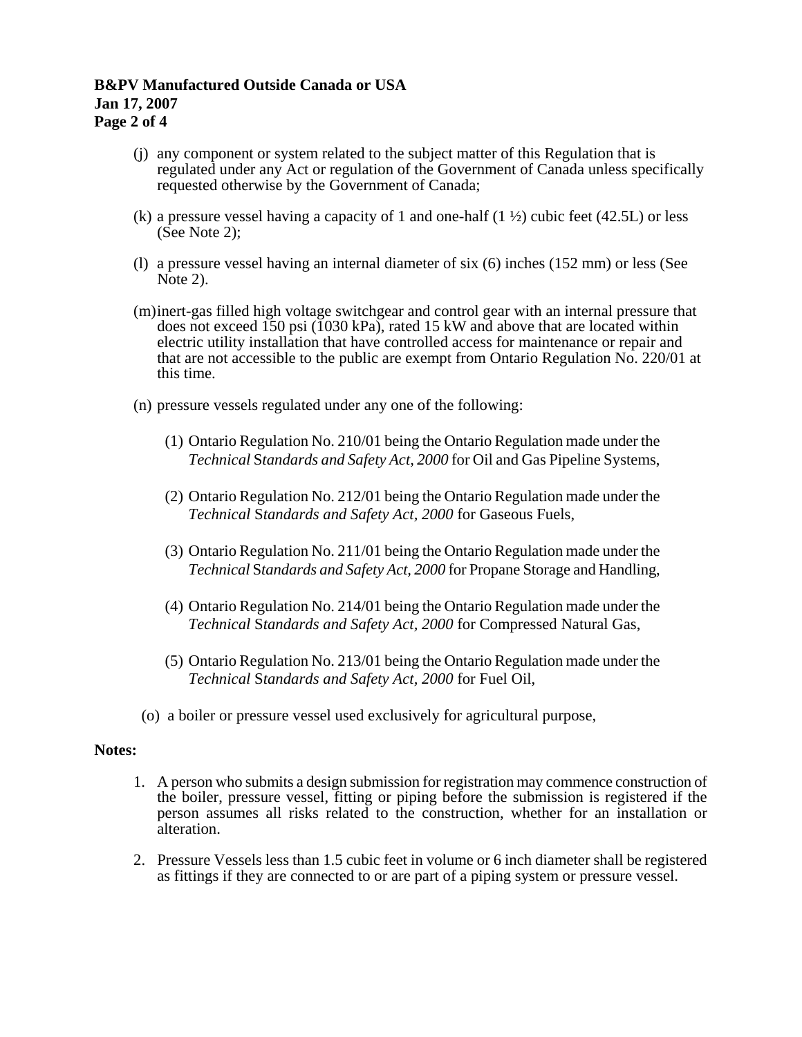(j) any component or system related to the subject matter of this Regulation that is regulated under any Act or regulation of the Government of Canada unless specifically requested otherwise by the Government of Canada;

(k) a pressure vessel having a capacity of 1 and one-half (1 ½) cubic feet (42.5L) or less (See Note 2);

(l) a pressure vessel having an internal diameter of six (6) inches (152 mm) or less (See Note 2).

(m) inert-gas filled high voltage switchgear and control gear with an internal pressure that does not exceed 150 psi (1030 kPa), rated 15 kW and above that are located within electric utility installation that have controlled access for maintenance or repair and that are not accessible to the public are exempt from Ontario Regulation No. 220/01 at this time.

(n) pressure vessels regulated under any one of the following:

(1) Ontario Regulation No. 210/01 being the Ontario Regulation made under the *Technical Standards and Safety Act, 2000* for Oil and Gas Pipeline Systems,

(2) Ontario Regulation No. 212/01 being the Ontario Regulation made under the *Technical Standards and Safety Act, 2000* for Gaseous Fuels,

(3) Ontario Regulation No. 211/01 being the Ontario Regulation made under the *Technical Standards and Safety Act, 2000* for Propane Storage and Handling,

(4) Ontario Regulation No. 214/01 being the Ontario Regulation made under the *Technical Standards and Safety Act, 2000* for Compressed Natural Gas,

(5) Ontario Regulation No. 213/01 being the Ontario Regulation made under the *Technical Standards and Safety Act, 2000* for Fuel Oil,

(o) a boiler or pressure vessel used exclusively for agricultural purpose,

**Notes:**

1. A person who submits a design submission for registration may commence construction of the boiler, pressure vessel, fitting or piping before the submission is registered if the person assumes all risks related to the construction, whether for an installation or alteration.

2. Pressure Vessels less than 1.5 cubic feet in volume or 6 inch diameter shall be registered as fittings if they are connected to or are part of a piping system or pressure vessel.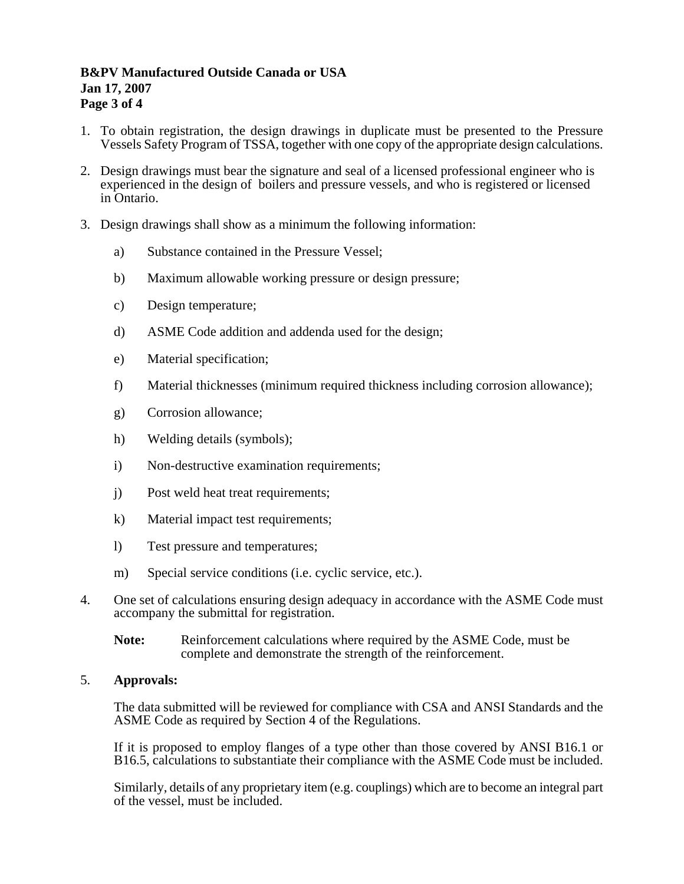1. To obtain registration, the design drawings in duplicate must be presented to the Pressure Vessels Safety Program of TSSA, together with one copy of the appropriate design calculations.

2. Design drawings must bear the signature and seal of a licensed professional engineer who is experienced in the design of boilers and pressure vessels, and who is registered or licensed in Ontario.

3. Design drawings shall show as a minimum the following information:

   a) Substance contained in the Pressure Vessel;

   b) Maximum allowable working pressure or design pressure;

   c) Design temperature;

   d) ASME Code addition and addenda used for the design;

   e) Material specification;

   f) Material thicknesses (minimum required thickness including corrosion allowance);

   g) Corrosion allowance;

   h) Welding details (symbols);

   i) Non-destructive examination requirements;

   j) Post weld heat treat requirements;

   k) Material impact test requirements;

   l) Test pressure and temperatures;

   m) Special service conditions (i.e. cyclic service, etc.).

4. One set of calculations ensuring design adequacy in accordance with the ASME Code must accompany the submittal for registration.

   **Note:** Reinforcement calculations where required by the ASME Code, must be complete and demonstrate the strength of the reinforcement.

5. **Approvals:**

   The data submitted will be reviewed for compliance with CSA and ANSI Standards and the ASME Code as required by Section 4 of the Regulations.

   If it is proposed to employ flanges of a type other than those covered by ANSI B16.1 or B16.5, calculations to substantiate their compliance with the ASME Code must be included.

   Similarly, details of any proprietary item (e.g. couplings) which are to become an integral part of the vessel, must be included.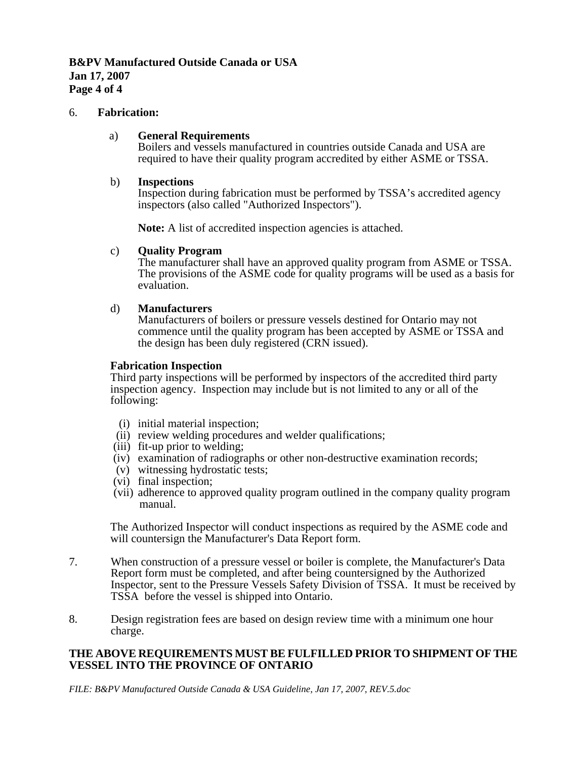6. **Fabrication:**

a) **General Requirements**
Boilers and vessels manufactured in countries outside Canada and USA are required to have their quality program accredited by either ASME or TSSA.

b) **Inspections**
Inspection during fabrication must be performed by TSSA's accredited agency inspectors (also called "Authorized Inspectors").

**Note:** A list of accredited inspection agencies is attached.

c) **Quality Program**
The manufacturer shall have an approved quality program from ASME or TSSA. The provisions of the ASME code for quality programs will be used as a basis for evaluation.

d) **Manufacturers**
Manufacturers of boilers or pressure vessels destined for Ontario may not commence until the quality program has been accepted by ASME or TSSA and the design has been duly registered (CRN issued).

**Fabrication Inspection**
Third party inspections will be performed by inspectors of the accredited third party inspection agency. Inspection may include but is not limited to any or all of the following:

(i) initial material inspection;
(ii) review welding procedures and welder qualifications;
(iii) fit-up prior to welding;
(iv) examination of radiographs or other non-destructive examination records;
(v) witnessing hydrostatic tests;
(vi) final inspection;
(vii) adherence to approved quality program outlined in the company quality program manual.

The Authorized Inspector will conduct inspections as required by the ASME code and will countersign the Manufacturer's Data Report form.

7. When construction of a pressure vessel or boiler is complete, the Manufacturer's Data Report form must be completed, and after being countersigned by the Authorized Inspector, sent to the Pressure Vessels Safety Division of TSSA. It must be received by TSSA before the vessel is shipped into Ontario.

8. Design registration fees are based on design review time with a minimum one hour charge.

**THE ABOVE REQUIREMENTS MUST BE FULFILLED PRIOR TO SHIPMENT OF THE VESSEL INTO THE PROVINCE OF ONTARIO**

*FILE: B&PV Manufactured Outside Canada & USA Guideline, Jan 17, 2007, REV.5.doc*